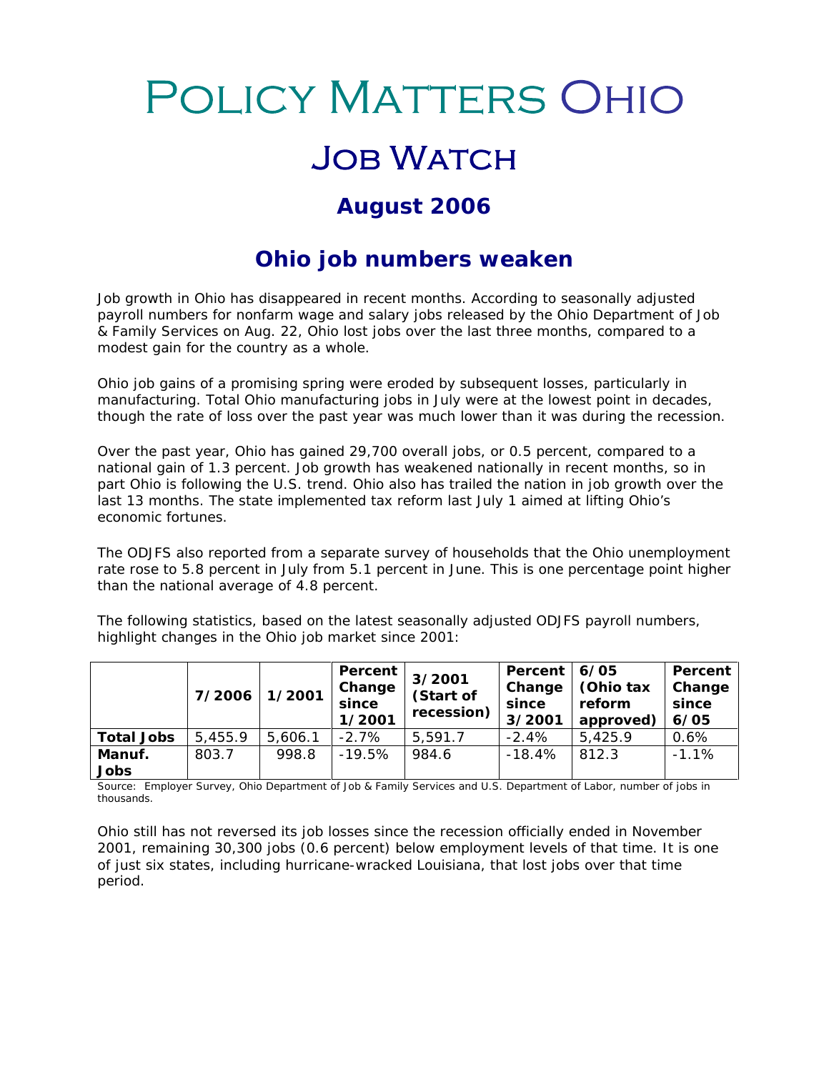# Policy Matters Ohio

## Job Watch

### August 2006

## Ohio job numbers weaken

Job growth in Ohio has disappeared in recent months. According to seasonally adjusted payroll numbers for nonfarm wage and salary jobs released by the Ohio Department of Job & Family Services on Aug. 22, Ohio lost jobs over the last three months, compared to a modest gain for the country as a whole.

Ohio job gains of a promising spring were eroded by subsequent losses, particularly in manufacturing. Total Ohio manufacturing jobs in July were at the lowest point in decades, though the rate of loss over the past year was much lower than it was during the recession.

Over the past year, Ohio has gained 29,700 overall jobs, or 0.5 percent, compared to a national gain of 1.3 percent. Job growth has weakened nationally in recent months, so in part Ohio is following the U.S. trend. Ohio also has trailed the nation in job growth over the last 13 months. The state implemented tax reform last July 1 aimed at lifting Ohio's economic fortunes.

The ODJFS also reported from a separate survey of households that the Ohio unemployment rate rose to 5.8 percent in July from 5.1 percent in June. This is one percentage point higher than the national average of 4.8 percent.

The following statistics, based on the latest seasonally adjusted ODJFS payroll numbers, highlight changes in the Ohio job market since 2001:

| | 7/2006 | 1/2001 | Percent Change since 1/2001 | 3/2001 (Start of recession) | Percent Change since 3/2001 | 6/05 (Ohio tax reform approved) | Percent Change since 6/05 |
|---|---|---|---|---|---|---|---|
| **Total Jobs** | 5,455.9 | 5,606.1 | -2.7% | 5,591.7 | -2.4% | 5,425.9 | 0.6% |
| **Manuf. Jobs** | 803.7 | 998.8 | -19.5% | 984.6 | -18.4% | 812.3 | -1.1% |

Source: Employer Survey, Ohio Department of Job & Family Services and U.S. Department of Labor, number of jobs in thousands.

Ohio still has not reversed its job losses since the recession officially ended in November 2001, remaining 30,300 jobs (0.6 percent) below employment levels of that time. It is one of just six states, including hurricane-wracked Louisiana, that lost jobs over that time period.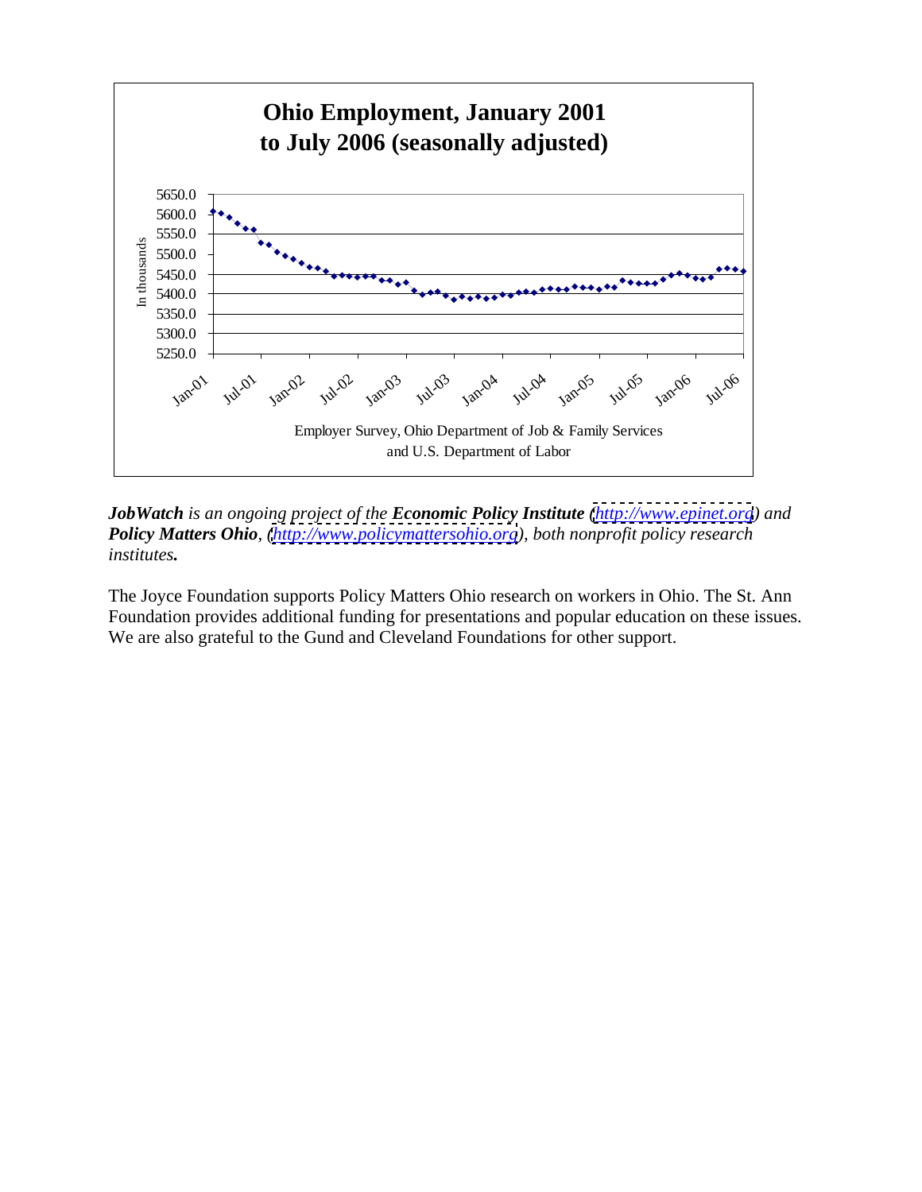**Ohio Employment, January 2001 to July 2006 (seasonally adjusted)**

In thousands

5650.0
5600.0
5550.0
5500.0
5450.0
5400.0
5350.0
5300.0
5250.0

Jan-01 Jul-01 Jan-02 Jul-02 Jan-03 Jul-03 Jan-04 Jul-04 Jan-05 Jul-05 Jan-06 Jul-06

Employer Survey, Ohio Department of Job & Family Services and U.S. Department of Labor

***JobWatch** is an ongoing project of the **Economic Policy Institute** (http://www.epinet.org) and **Policy Matters Ohio**, (http://www.policymattersohio.org), both nonprofit policy research institutes.*

The Joyce Foundation supports Policy Matters Ohio research on workers in Ohio. The St. Ann Foundation provides additional funding for presentations and popular education on these issues. We are also grateful to the Gund and Cleveland Foundations for other support.